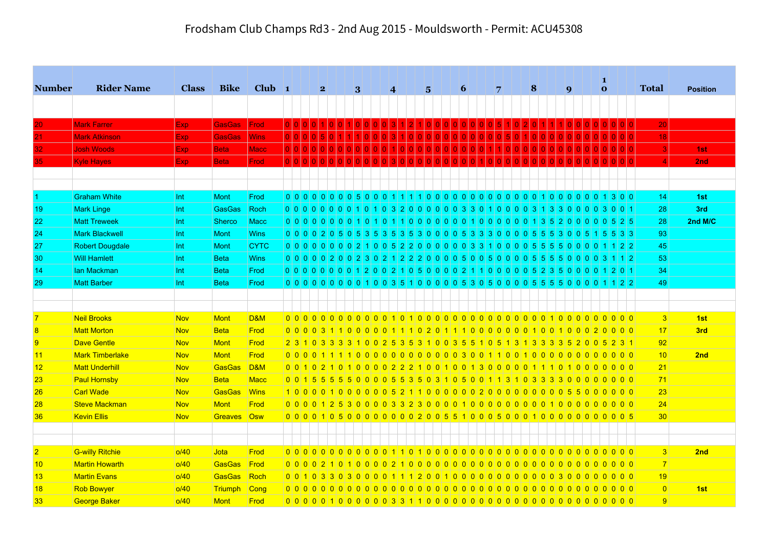# Frodsham Club Champs Rd3 - 2nd Aug 2015 - Mouldsworth - Permit: ACU45308

| Number | Rider Name | Class | Bike | Club | 1 | | | | 2 | | | | 3 | | | | 4 | | | | 5 | | | | 6 | | | | 7 | | | | 8 | | | | 9 | | | | 10 | | | | Total | Position |
|---|---|---|---|---|---|---|---|---|---|---|---|---|---|---|---|---|---|---|---|---|---|---|---|---|---|---|---|---|---|---|---|---|---|---|---|---|---|---|---|---|---|---|---|---|---|---|
| 20 | Mark Farrer | Exp | GasGas | Frod | 0 | 0 | 0 | 0 | 1 | 0 | 0 | 1 | 0 | 0 | 0 | 0 | 3 | 1 | 2 | 1 | 0 | 0 | 0 | 0 | 0 | 0 | 0 | 0 | 5 | 1 | 0 | 2 | 0 | 1 | 1 | 1 | 0 | 0 | 0 | 0 | 0 | 0 | 0 | 0 | 20 | |
| 21 | Mark Atkinson | Exp | GasGas | Wins | 0 | 0 | 0 | 0 | 5 | 0 | 1 | 1 | 1 | 0 | 0 | 0 | 3 | 1 | 0 | 0 | 0 | 0 | 0 | 0 | 0 | 0 | 0 | 0 | 0 | 0 | 5 | 0 | 1 | 0 | 0 | 0 | 0 | 0 | 0 | 0 | 0 | 0 | 0 | 0 | 18 | |
| 32 | Josh Woods | Exp | Beta | Macc | 0 | 0 | 0 | 0 | 0 | 0 | 0 | 0 | 0 | 0 | 0 | 0 | 0 | 1 | 0 | 0 | 0 | 0 | 0 | 0 | 0 | 0 | 0 | 1 | 1 | 0 | 0 | 0 | 0 | 0 | 0 | 0 | 0 | 0 | 0 | 0 | 0 | 0 | 0 | 0 | 3 | 1st |
| 35 | Kyle Hayes | Exp | Beta | Frod | 0 | 0 | 0 | 0 | 0 | 0 | 0 | 0 | 0 | 0 | 0 | 0 | 3 | 0 | 0 | 0 | 0 | 0 | 0 | 0 | 0 | 0 | 0 | 1 | 0 | 0 | 0 | 0 | 0 | 0 | 0 | 0 | 0 | 0 | 0 | 0 | 0 | 0 | 0 | 0 | 4 | 2nd |
| 1 | Graham White | Int | Mont | Frod | 0 | 0 | 0 | 0 | 0 | 0 | 0 | 0 | 0 | 5 | 0 | 0 | 0 | 1 | 1 | 1 | 1 | 0 | 0 | 0 | 0 | 0 | 0 | 0 | 0 | 0 | 0 | 0 | 0 | 1 | 0 | 0 | 0 | 0 | 0 | 0 | 1 | 3 | 0 | 0 | 14 | 1st |
| 19 | Mark Linge | Int | GasGas | Roch | 0 | 0 | 0 | 0 | 0 | 0 | 0 | 0 | 1 | 0 | 1 | 0 | 3 | 2 | 0 | 0 | 0 | 0 | 0 | 0 | 3 | 3 | 0 | 1 | 0 | 0 | 0 | 0 | 3 | 1 | 3 | 3 | 0 | 0 | 0 | 0 | 3 | 0 | 0 | 1 | 28 | 3rd |
| 22 | Matt Treweek | Int | Sherco | Macc | 0 | 0 | 0 | 0 | 0 | 0 | 0 | 0 | 1 | 0 | 1 | 0 | 1 | 1 | 0 | 0 | 0 | 0 | 0 | 0 | 0 | 1 | 0 | 0 | 0 | 0 | 0 | 0 | 1 | 3 | 5 | 2 | 0 | 0 | 0 | 0 | 0 | 5 | 2 | 5 | 28 | 2nd M/C |
| 24 | Mark Blackwell | Int | Mont | Wins | 0 | 0 | 0 | 0 | 2 | 0 | 5 | 0 | 5 | 3 | 5 | 3 | 5 | 3 | 5 | 3 | 0 | 0 | 0 | 0 | 5 | 3 | 3 | 3 | 0 | 0 | 0 | 0 | 5 | 5 | 5 | 3 | 0 | 0 | 5 | 1 | 5 | 5 | 3 | 3 | 93 | |
| 27 | Robert Dougdale | Int | Mont | CYTC | 0 | 0 | 0 | 0 | 0 | 0 | 0 | 0 | 2 | 1 | 0 | 0 | 5 | 2 | 2 | 0 | 0 | 0 | 0 | 0 | 0 | 3 | 3 | 1 | 0 | 0 | 0 | 0 | 5 | 5 | 5 | 5 | 0 | 0 | 0 | 0 | 1 | 1 | 2 | 2 | 45 | |
| 30 | Will Hamlett | Int | Beta | Wins | 0 | 0 | 0 | 0 | 0 | 2 | 0 | 0 | 2 | 3 | 0 | 2 | 1 | 2 | 2 | 2 | 0 | 0 | 0 | 0 | 5 | 0 | 0 | 5 | 0 | 0 | 0 | 0 | 5 | 5 | 5 | 5 | 0 | 0 | 0 | 0 | 3 | 1 | 1 | 2 | 53 | |
| 14 | Ian Mackman | Int | Beta | Frod | 0 | 0 | 0 | 0 | 0 | 0 | 0 | 0 | 1 | 2 | 0 | 0 | 2 | 1 | 0 | 5 | 0 | 0 | 0 | 0 | 2 | 1 | 1 | 0 | 0 | 0 | 0 | 0 | 5 | 2 | 3 | 5 | 0 | 0 | 0 | 0 | 1 | 2 | 0 | 1 | 34 | |
| 29 | Matt Barber | Int | Beta | Frod | 0 | 0 | 0 | 0 | 0 | 0 | 0 | 0 | 0 | 1 | 0 | 0 | 3 | 5 | 1 | 0 | 0 | 0 | 0 | 0 | 5 | 3 | 0 | 5 | 0 | 0 | 0 | 0 | 5 | 5 | 5 | 5 | 0 | 0 | 0 | 0 | 1 | 1 | 2 | 2 | 49 | |
| 7 | Neil Brooks | Nov | Mont | D&M | 0 | 0 | 0 | 0 | 0 | 0 | 0 | 0 | 0 | 0 | 0 | 0 | 1 | 0 | 1 | 0 | 0 | 0 | 0 | 0 | 0 | 0 | 0 | 0 | 0 | 0 | 0 | 0 | 0 | 0 | 1 | 0 | 0 | 0 | 0 | 0 | 0 | 0 | 0 | 0 | 3 | 1st |
| 8 | Matt Morton | Nov | Beta | Frod | 0 | 0 | 0 | 0 | 3 | 1 | 1 | 0 | 0 | 0 | 0 | 0 | 1 | 1 | 1 | 0 | 2 | 0 | 1 | 1 | 1 | 0 | 0 | 0 | 0 | 0 | 0 | 0 | 1 | 0 | 0 | 1 | 0 | 0 | 0 | 2 | 0 | 0 | 0 | 0 | 17 | 3rd |
| 9 | Dave Gentle | Nov | Mont | Frod | 2 | 3 | 1 | 0 | 3 | 3 | 3 | 3 | 1 | 0 | 0 | 2 | 5 | 3 | 5 | 3 | 1 | 0 | 0 | 3 | 5 | 5 | 1 | 0 | 5 | 1 | 3 | 1 | 3 | 3 | 3 | 3 | 5 | 2 | 0 | 0 | 5 | 2 | 3 | 1 | 92 | |
| 11 | Mark Timberlake | Nov | Mont | Frod | 0 | 0 | 0 | 0 | 1 | 1 | 1 | 1 | 0 | 0 | 0 | 0 | 0 | 0 | 0 | 0 | 0 | 0 | 0 | 0 | 3 | 0 | 0 | 1 | 1 | 0 | 0 | 1 | 0 | 0 | 0 | 0 | 0 | 0 | 0 | 0 | 0 | 0 | 0 | 0 | 10 | 2nd |
| 12 | Matt Underhill | Nov | GasGas | D&M | 0 | 0 | 1 | 0 | 2 | 1 | 0 | 1 | 0 | 0 | 0 | 0 | 2 | 2 | 2 | 1 | 0 | 0 | 1 | 0 | 0 | 1 | 3 | 0 | 0 | 0 | 0 | 0 | 1 | 1 | 1 | 0 | 1 | 0 | 0 | 0 | 0 | 0 | 0 | 0 | 21 | |
| 23 | Paul Hornsby | Nov | Beta | Macc | 0 | 0 | 1 | 5 | 5 | 5 | 5 | 5 | 0 | 0 | 0 | 0 | 5 | 5 | 3 | 5 | 0 | 3 | 1 | 0 | 5 | 0 | 0 | 1 | 1 | 3 | 1 | 0 | 3 | 3 | 3 | 3 | 0 | 0 | 0 | 0 | 0 | 0 | 0 | 0 | 71 | |
| 26 | Carl Wade | Nov | GasGas | Wins | 1 | 0 | 0 | 0 | 0 | 1 | 0 | 0 | 0 | 0 | 0 | 0 | 5 | 2 | 1 | 1 | 0 | 0 | 0 | 0 | 0 | 0 | 2 | 0 | 0 | 0 | 0 | 0 | 0 | 0 | 0 | 0 | 5 | 5 | 0 | 0 | 0 | 0 | 0 | 0 | 23 | |
| 28 | Steve Mackman | Nov | Mont | Frod | 0 | 0 | 0 | 0 | 1 | 2 | 5 | 3 | 0 | 0 | 0 | 0 | 3 | 3 | 2 | 3 | 0 | 0 | 0 | 0 | 1 | 0 | 0 | 0 | 0 | 0 | 0 | 0 | 0 | 0 | 1 | 0 | 0 | 0 | 0 | 0 | 0 | 0 | 0 | 0 | 24 | |
| 36 | Kevin Ellis | Nov | Greaves | Osw | 0 | 0 | 0 | 0 | 1 | 0 | 5 | 0 | 0 | 0 | 0 | 0 | 0 | 0 | 0 | 0 | 2 | 0 | 0 | 5 | 5 | 1 | 0 | 0 | 0 | 5 | 0 | 0 | 0 | 1 | 0 | 0 | 0 | 0 | 0 | 0 | 0 | 0 | 0 | 5 | 30 | |
| 2 | G-willy Ritchie | o/40 | Jota | Frod | 0 | 0 | 0 | 0 | 0 | 0 | 0 | 0 | 0 | 0 | 0 | 0 | 1 | 1 | 0 | 1 | 0 | 0 | 0 | 0 | 0 | 0 | 0 | 0 | 0 | 0 | 0 | 0 | 0 | 0 | 0 | 0 | 0 | 0 | 0 | 0 | 0 | 0 | 0 | 0 | 3 | 2nd |
| 10 | Martin Howarth | o/40 | GasGas | Frod | 0 | 0 | 0 | 0 | 2 | 1 | 0 | 1 | 0 | 0 | 0 | 0 | 2 | 1 | 0 | 0 | 0 | 0 | 0 | 0 | 0 | 0 | 0 | 0 | 0 | 0 | 0 | 0 | 0 | 0 | 0 | 0 | 0 | 0 | 0 | 0 | 0 | 0 | 0 | 0 | 7 | |
| 13 | Martin Evans | o/40 | GasGas | Roch | 0 | 0 | 1 | 0 | 3 | 3 | 0 | 3 | 0 | 0 | 0 | 0 | 1 | 1 | 1 | 2 | 0 | 0 | 1 | 0 | 0 | 0 | 0 | 0 | 0 | 0 | 0 | 0 | 0 | 0 | 0 | 0 | 3 | 0 | 0 | 0 | 0 | 0 | 0 | 0 | 19 | |
| 18 | Rob Bowyer | o/40 | Triumph | Cong | 0 | 0 | 0 | 0 | 0 | 0 | 0 | 0 | 0 | 0 | 0 | 0 | 0 | 0 | 0 | 0 | 0 | 0 | 0 | 0 | 0 | 0 | 0 | 0 | 0 | 0 | 0 | 0 | 0 | 0 | 0 | 0 | 0 | 0 | 0 | 0 | 0 | 0 | 0 | 0 | 0 | 1st |
| 33 | George Baker | o/40 | Mont | Frod | 0 | 0 | 0 | 0 | 0 | 1 | 0 | 0 | 0 | 0 | 0 | 0 | 3 | 3 | 1 | 1 | 0 | 0 | 0 | 0 | 0 | 0 | 0 | 0 | 0 | 0 | 0 | 0 | 0 | 0 | 0 | 0 | 0 | 0 | 0 | 0 | 0 | 0 | 0 | 0 | 9 | |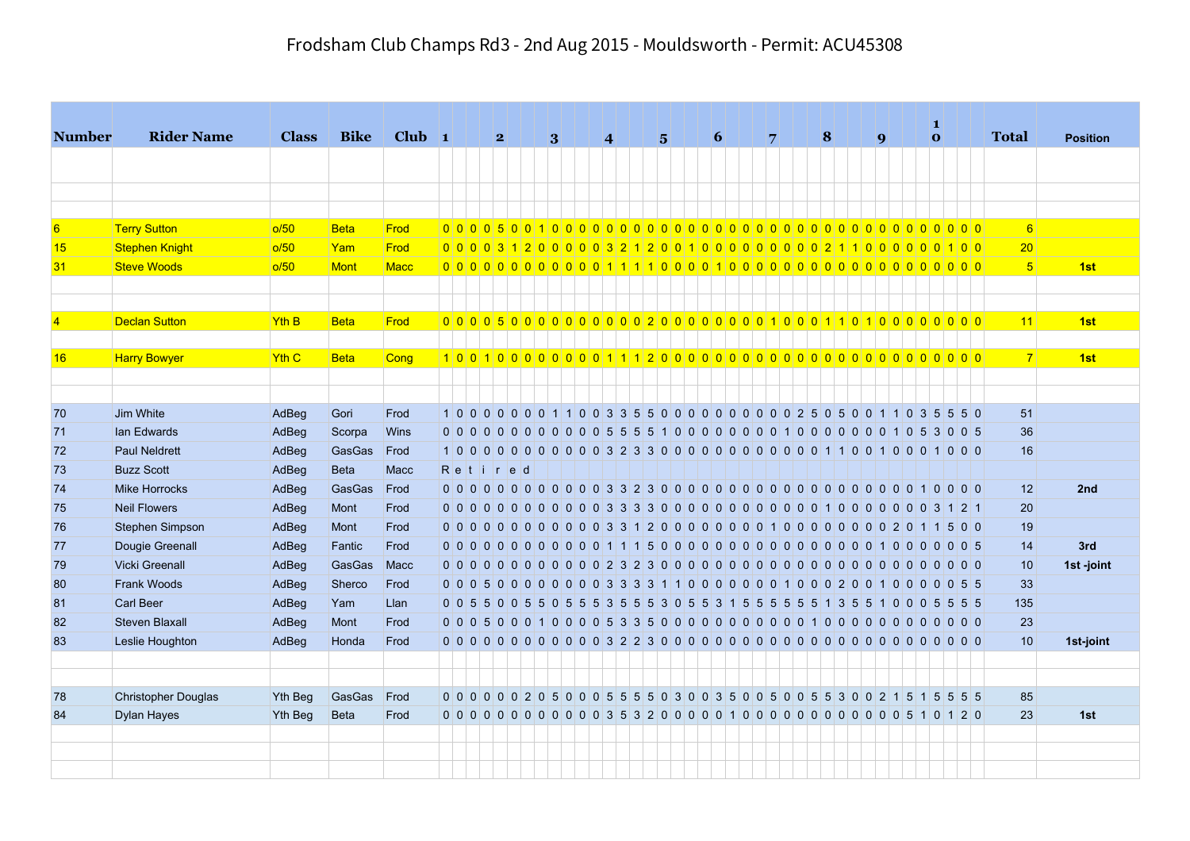# Frodsham Club Champs Rd3 - 2nd Aug 2015 - Mouldsworth - Permit: ACU45308

| Number | Rider Name | Class | Bike | Club | 1 | | | | 2 | | | | 3 | | | | 4 | | | | 5 | | | | 6 | | | | 7 | | | | 8 | | | | 9 | | | | 10 | | | | Total | Position |
|---|---|---|---|---|---|---|---|---|---|---|---|---|---|---|---|---|---|---|---|---|---|---|---|---|---|---|---|---|---|---|---|---|---|---|---|---|---|---|---|---|---|---|---|---|---|---|
| 6 | Terry Sutton | o/50 | Beta | Frod | 0 | 0 | 0 | 0 | 5 | 0 | 0 | 1 | 0 | 0 | 0 | 0 | 0 | 0 | 0 | 0 | 0 | 0 | 0 | 0 | 0 | 0 | 0 | 0 | 0 | 0 | 0 | 0 | 0 | 0 | 0 | 0 | 0 | 0 | 0 | 0 | 0 | 0 | 0 | 0 | 0 | 6 | |
| 15 | Stephen Knight | o/50 | Yam | Frod | 0 | 0 | 0 | 0 | 3 | 1 | 2 | 0 | 0 | 0 | 0 | 0 | 3 | 2 | 1 | 2 | 0 | 0 | 1 | 0 | 0 | 0 | 0 | 0 | 0 | 0 | 0 | 0 | 2 | 1 | 1 | 0 | 0 | 0 | 0 | 0 | 0 | 1 | 0 | 0 | 20 | |
| 31 | Steve Woods | o/50 | Mont | Macc | 0 | 0 | 0 | 0 | 0 | 0 | 0 | 0 | 0 | 0 | 0 | 0 | 0 | 1 | 1 | 1 | 1 | 0 | 0 | 0 | 0 | 1 | 0 | 0 | 0 | 0 | 0 | 0 | 0 | 0 | 0 | 0 | 0 | 0 | 0 | 0 | 0 | 0 | 0 | 0 | 5 | 1st |
| 4 | Declan Sutton | Yth B | Beta | Frod | 0 | 0 | 0 | 0 | 5 | 0 | 0 | 0 | 0 | 0 | 0 | 0 | 0 | 0 | 0 | 2 | 0 | 0 | 0 | 0 | 0 | 0 | 0 | 0 | 0 | 1 | 0 | 0 | 0 | 1 | 1 | 0 | 1 | 0 | 1 | 0 | 0 | 0 | 0 | 0 | 11 | 1st |
| 16 | Harry Bowyer | Yth C | Beta | Cong | 1 | 0 | 0 | 1 | 0 | 0 | 0 | 0 | 0 | 0 | 0 | 0 | 1 | 1 | 1 | 2 | 0 | 0 | 0 | 0 | 0 | 0 | 0 | 0 | 0 | 0 | 0 | 0 | 0 | 0 | 0 | 0 | 0 | 0 | 0 | 0 | 0 | 0 | 0 | 0 | 7 | 1st |
| 70 | Jim White | AdBeg | Gori | Frod | 1 | 0 | 0 | 0 | 0 | 0 | 0 | 0 | 1 | 1 | 0 | 0 | 3 | 3 | 5 | 5 | 0 | 0 | 0 | 0 | 0 | 0 | 0 | 0 | 0 | 0 | 2 | 5 | 0 | 5 | 0 | 0 | 1 | 1 | 0 | 3 | 5 | 5 | 5 | 0 | 51 | |
| 71 | Ian Edwards | AdBeg | Scorpa | Wins | 0 | 0 | 0 | 0 | 0 | 0 | 0 | 0 | 0 | 0 | 0 | 0 | 5 | 5 | 5 | 5 | 1 | 0 | 0 | 0 | 0 | 0 | 0 | 0 | 0 | 1 | 0 | 0 | 0 | 0 | 0 | 0 | 0 | 1 | 0 | 5 | 3 | 0 | 0 | 5 | 36 | |
| 72 | Paul Neldrett | AdBeg | GasGas | Frod | 1 | 0 | 0 | 0 | 0 | 0 | 0 | 0 | 0 | 0 | 0 | 0 | 3 | 2 | 3 | 3 | 0 | 0 | 0 | 0 | 0 | 0 | 0 | 0 | 0 | 0 | 0 | 0 | 1 | 1 | 0 | 0 | 1 | 0 | 0 | 0 | 1 | 0 | 0 | 0 | 16 | |
| 73 | Buzz Scott | AdBeg | Beta | Macc | R | e | t | i | r | e | d | | | | | | | | | | | | | | | | | | | | | | | | | | | | | | | | | | | |
| 74 | Mike Horrocks | AdBeg | GasGas | Frod | 0 | 0 | 0 | 0 | 0 | 0 | 0 | 0 | 0 | 0 | 0 | 0 | 3 | 3 | 2 | 3 | 0 | 0 | 0 | 0 | 0 | 0 | 0 | 0 | 0 | 0 | 0 | 0 | 0 | 0 | 0 | 0 | 0 | 0 | 0 | 1 | 0 | 0 | 0 | 0 | 12 | 2nd |
| 75 | Neil Flowers | AdBeg | Mont | Frod | 0 | 0 | 0 | 0 | 0 | 0 | 0 | 0 | 0 | 0 | 0 | 0 | 3 | 3 | 3 | 3 | 0 | 0 | 0 | 0 | 0 | 0 | 0 | 0 | 0 | 0 | 0 | 0 | 1 | 0 | 0 | 0 | 0 | 0 | 0 | 0 | 3 | 1 | 2 | 1 | 20 | |
| 76 | Stephen Simpson | AdBeg | Mont | Frod | 0 | 0 | 0 | 0 | 0 | 0 | 0 | 0 | 0 | 0 | 0 | 0 | 3 | 3 | 1 | 2 | 0 | 0 | 0 | 0 | 0 | 0 | 0 | 0 | 0 | 1 | 0 | 0 | 0 | 0 | 0 | 0 | 0 | 2 | 0 | 1 | 1 | 5 | 0 | 0 | 19 | |
| 77 | Dougie Greenall | AdBeg | Fantic | Frod | 0 | 0 | 0 | 0 | 0 | 0 | 0 | 0 | 0 | 0 | 0 | 0 | 1 | 1 | 1 | 5 | 0 | 0 | 0 | 0 | 0 | 0 | 0 | 0 | 0 | 0 | 0 | 0 | 0 | 0 | 0 | 0 | 1 | 0 | 0 | 0 | 0 | 0 | 0 | 5 | 14 | 3rd |
| 79 | Vicki Greenall | AdBeg | GasGas | Macc | 0 | 0 | 0 | 0 | 0 | 0 | 0 | 0 | 0 | 0 | 0 | 0 | 2 | 3 | 2 | 3 | 0 | 0 | 0 | 0 | 0 | 0 | 0 | 0 | 0 | 0 | 0 | 0 | 0 | 0 | 0 | 0 | 0 | 0 | 0 | 0 | 0 | 0 | 0 | 0 | 10 | 1st -joint |
| 80 | Frank Woods | AdBeg | Sherco | Frod | 0 | 0 | 0 | 5 | 0 | 0 | 0 | 0 | 0 | 0 | 0 | 0 | 3 | 3 | 3 | 3 | 1 | 1 | 0 | 0 | 0 | 0 | 0 | 0 | 0 | 1 | 0 | 0 | 0 | 2 | 0 | 0 | 1 | 0 | 0 | 0 | 0 | 0 | 5 | 5 | 33 | |
| 81 | Carl Beer | AdBeg | Yam | Llan | 0 | 0 | 5 | 5 | 0 | 0 | 5 | 5 | 0 | 5 | 5 | 5 | 3 | 5 | 5 | 5 | 3 | 0 | 5 | 5 | 3 | 1 | 5 | 5 | 5 | 5 | 5 | 5 | 1 | 3 | 5 | 5 | 1 | 0 | 0 | 0 | 5 | 5 | 5 | 5 | 135 | |
| 82 | Steven Blaxall | AdBeg | Mont | Frod | 0 | 0 | 0 | 5 | 0 | 0 | 0 | 1 | 0 | 0 | 0 | 0 | 5 | 3 | 3 | 5 | 0 | 0 | 0 | 0 | 0 | 0 | 0 | 0 | 0 | 0 | 0 | 0 | 1 | 0 | 0 | 0 | 0 | 0 | 0 | 0 | 0 | 0 | 0 | 0 | 23 | |
| 83 | Leslie Houghton | AdBeg | Honda | Frod | 0 | 0 | 0 | 0 | 0 | 0 | 0 | 0 | 0 | 0 | 0 | 0 | 3 | 2 | 2 | 3 | 0 | 0 | 0 | 0 | 0 | 0 | 0 | 0 | 0 | 0 | 0 | 0 | 0 | 0 | 0 | 0 | 0 | 0 | 0 | 0 | 0 | 0 | 0 | 0 | 10 | 1st-joint |
| 78 | Christopher Douglas | Yth Beg | GasGas | Frod | 0 | 0 | 0 | 0 | 0 | 0 | 2 | 0 | 5 | 0 | 0 | 0 | 5 | 5 | 5 | 5 | 0 | 3 | 0 | 0 | 3 | 5 | 0 | 0 | 5 | 0 | 0 | 5 | 5 | 3 | 0 | 0 | 2 | 1 | 5 | 1 | 5 | 5 | 5 | 5 | 85 | |
| 84 | Dylan Hayes | Yth Beg | Beta | Frod | 0 | 0 | 0 | 0 | 0 | 0 | 0 | 0 | 0 | 0 | 0 | 0 | 3 | 5 | 3 | 2 | 0 | 0 | 0 | 0 | 0 | 1 | 0 | 0 | 0 | 0 | 0 | 0 | 0 | 0 | 0 | 0 | 0 | 0 | 5 | 1 | 0 | 1 | 2 | 0 | 23 | 1st |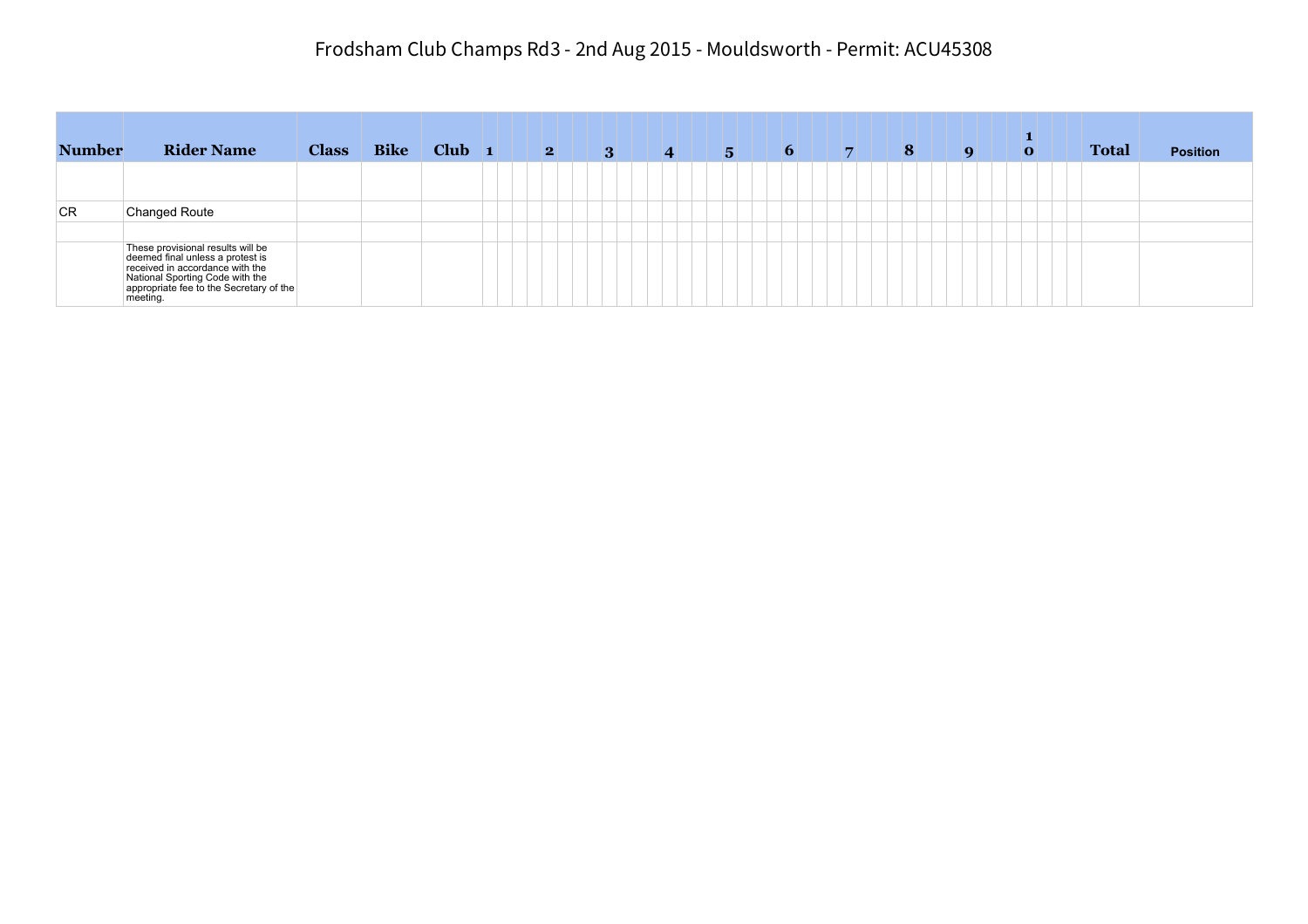# Frodsham Club Champs Rd3 - 2nd Aug 2015 - Mouldsworth - Permit: ACU45308

| Number | Rider Name | Class | Bike | Club | 1 | 2 | 3 | 4 | 5 | 6 | 7 | 8 | 9 | 10 | Total | Position |
|---|---|---|---|---|---|---|---|---|---|---|---|---|---|---|---|---|
| | | | | | | | | | | | | | | | | |
| CR | Changed Route | | | | | | | | | | | | | | | |
| | | | | | | | | | | | | | | | | |
| | These provisional results will be deemed final unless a protest is received in accordance with the National Sporting Code with the appropriate fee to the Secretary of the meeting. | | | | | | | | | | | | | | | |